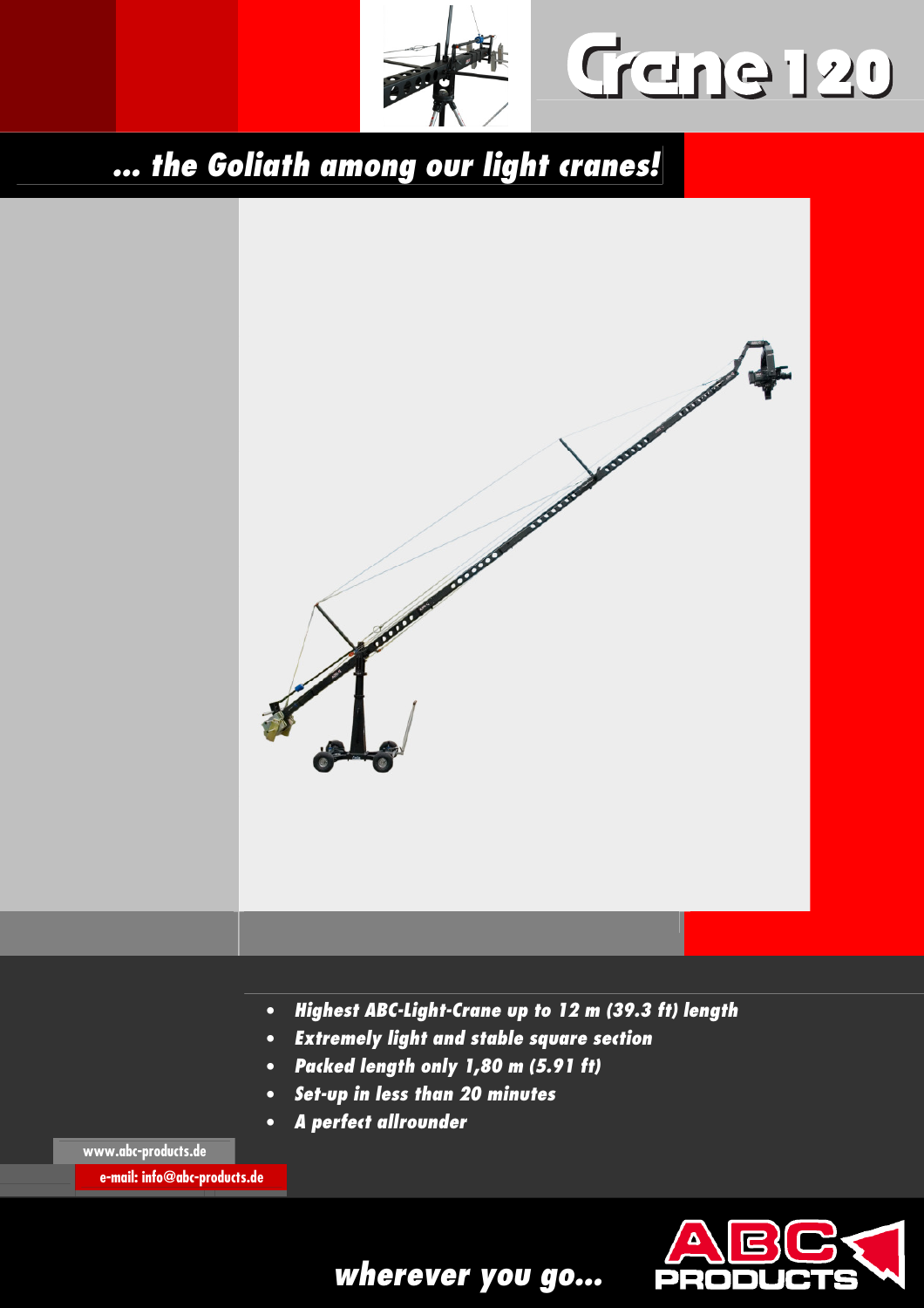# Crane 120

## ... the Goliath among our light cranes!

- *Highest ABC-Light-Crane up to 12 m (39.3 ft) length*
- *Extremely light and stable square section*
- *Packed length only 1,80 m (5.91 ft)*
- *Set-up in less than 20 minutes*
- *A perfect allrounder*

www.abc-products.de

e-mail: info@abc-products.de

*wherever you go...*

ABC PRODUCTS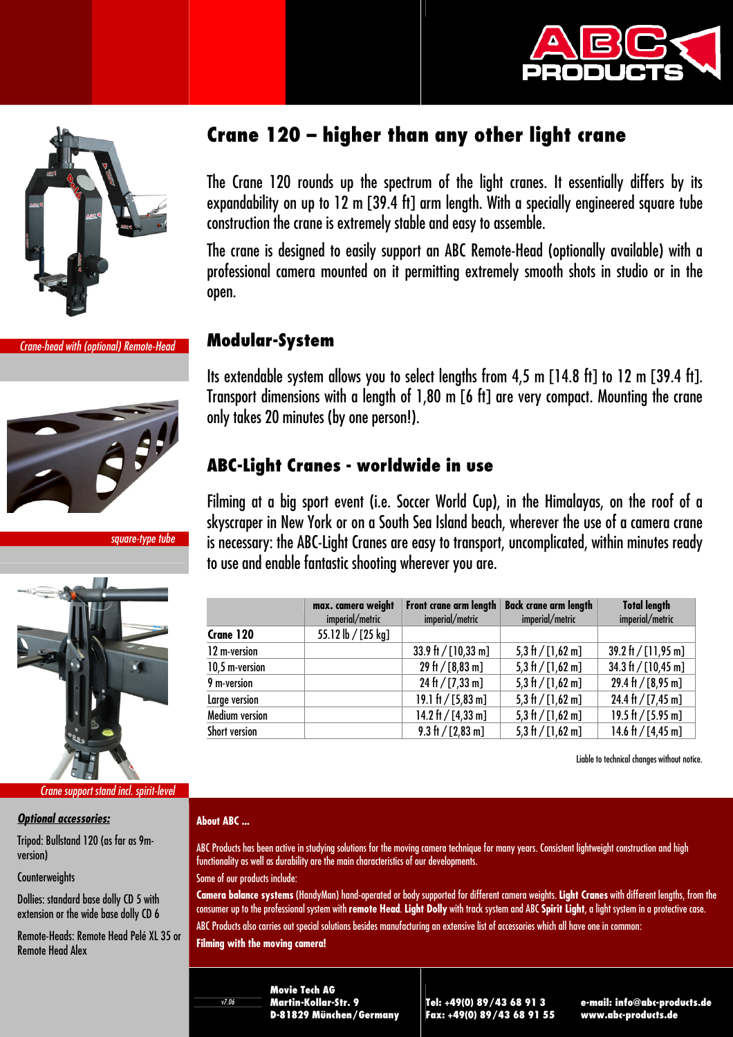# Crane 120 – higher than any other light crane

The Crane 120 rounds up the spectrum of the light cranes. It essentially differs by its expandability on up to 12 m [39.4 ft] arm length. With a specially engineered square tube construction the crane is extremely stable and easy to assemble.

The crane is designed to easily support an ABC Remote-Head (optionally available) with a professional camera mounted on it permitting extremely smooth shots in studio or in the open.

*Crane-head with (optional) Remote-Head*

## Modular-System

Its extendable system allows you to select lengths from 4,5 m [14.8 ft] to 12 m [39.4 ft]. Transport dimensions with a length of 1,80 m [6 ft] are very compact. Mounting the crane only takes 20 minutes (by one person!).

*square-type tube*

## ABC-Light Cranes - worldwide in use

Filming at a big sport event (i.e. Soccer World Cup), in the Himalayas, on the roof of a skyscraper in New York or on a South Sea Island beach, wherever the use of a camera crane is necessary: the ABC-Light Cranes are easy to transport, uncomplicated, within minutes ready to use and enable fantastic shooting wherever you are.

| | max. camera weight imperial/metric | Front crane arm length imperial/metric | Back crane arm length imperial/metric | Total length imperial/metric |
|---|---|---|---|---|
| **Crane 120** | 55.12 lb / [25 kg] | | | |
| 12 m-version | | 33.9 ft / [10,33 m] | 5,3 ft / [1,62 m] | 39.2 ft / [11,95 m] |
| 10,5 m-version | | 29 ft / [8,83 m] | 5,3 ft / [1,62 m] | 34.3 ft / [10,45 m] |
| 9 m-version | | 24 ft / [7,33 m] | 5,3 ft / [1,62 m] | 29.4 ft / [8,95 m] |
| Large version | | 19.1 ft / [5,83 m] | 5,3 ft / [1,62 m] | 24.4 ft / [7,45 m] |
| Medium version | | 14.2 ft / [4,33 m] | 5,3 ft / [1,62 m] | 19.5 ft / [5.95 m] |
| Short version | | 9.3 ft / [2,83 m] | 5,3 ft / [1,62 m] | 14.6 ft / [4,45 m] |

Liable to technical changes without notice.

*Crane support stand incl. spirit-level*

***Optional accessories:***

Tripod: Bullstand 120 (as far as 9m-version)

Counterweights

Dollies: standard base dolly CD 5 with extension or the wide base dolly CD 6

Remote-Heads: Remote Head Pelé XL 35 or Remote Head Alex

**About ABC ...**

ABC Products has been active in studying solutions for the moving camera technique for many years. Consistent lightweight construction and high functionality as well as durability are the main characteristics of our developments.

Some of our products include:

**Camera balance systems** (HandyMan) hand-operated or body supported for different camera weights. **Light Cranes** with different lengths, from the consumer up to the professional system with **remote Head**. **Light Dolly** with track system and ABC **Spirit Light**, a light system in a protective case.

ABC Products also carries out special solutions besides manufacturing an extensive list of accessories which all have one in common:

**Filming with the moving camera!**

v7.06

**Movie Tech AG**
**Martin-Kollar-Str. 9**
**D-81829 München/Germany**

**Tel: +49(0) 89/43 68 91 3**
**Fax: +49(0) 89/43 68 91 55**

**e-mail: info@abc-products.de**
**www.abc-products.de**